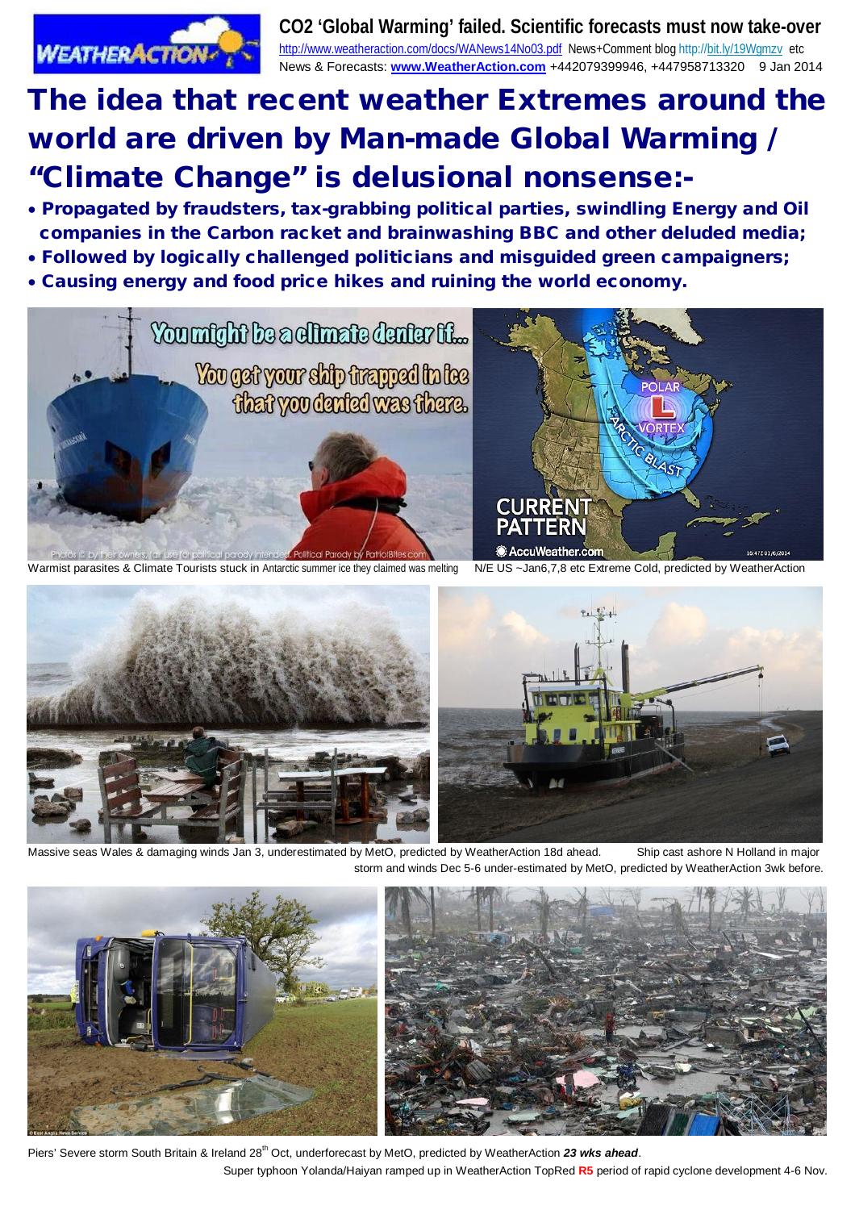**CO2 'Global Warming' failed. Scientific forecasts must now take-over**

http://www.weatheraction.com/docs/WANews14No03.pdf News+Comment blog http://bit.ly/19Wgmzv etc
News & Forecasts: **www.WeatherAction.com** +442079399946, +447958713320 9 Jan 2014

# The idea that recent weather Extremes around the world are driven by Man-made Global Warming / "Climate Change" is delusional nonsense:-

- **Propagated by fraudsters, tax-grabbing political parties, swindling Energy and Oil companies in the Carbon racket and brainwashing BBC and other deluded media;**
- **Followed by logically challenged politicians and misguided green campaigners;**
- **Causing energy and food price hikes and ruining the world economy.**

Warmist parasites & Climate Tourists stuck in Antarctic summer ice they claimed was melting

N/E US ~Jan6,7,8 etc Extreme Cold, predicted by WeatherAction

Massive seas Wales & damaging winds Jan 3, underestimated by MetO, predicted by WeatherAction 18d ahead.

Ship cast ashore N Holland in major storm and winds Dec 5-6 under-estimated by MetO, predicted by WeatherAction 3wk before.

Piers' Severe storm South Britain & Ireland 28th Oct, underforecast by MetO, predicted by WeatherAction ***23 wks ahead***.

Super typhoon Yolanda/Haiyan ramped up in WeatherAction TopRed **R5** period of rapid cyclone development 4-6 Nov.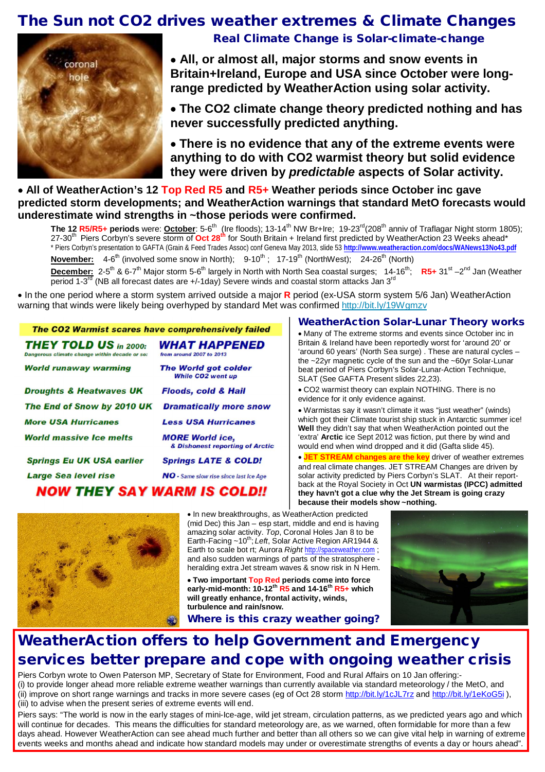# The Sun not CO2 drives weather extremes & Climate Changes

## Real Climate Change is Solar-climate-change

coronal hole

- **All, or almost all, major storms and snow events in Britain+Ireland, Europe and USA since October were long-range predicted by WeatherAction using solar activity.**
- **The CO2 climate change theory predicted nothing and has never successfully predicted anything.**
- **There is no evidence that any of the extreme events were anything to do with CO2 warmist theory but solid evidence they were driven by *predictable* aspects of Solar activity.**

- **All of WeatherAction's 12 Top Red R5 and R5+ Weather periods since October inc gave predicted storm developments; and WeatherAction warnings that standard MetO forecasts would underestimate wind strengths in ~those periods were confirmed.**

**The 12 R5/R5+ periods** were: **October**: 5-6th (Ire floods); 13-14th NW Br+Ire; 19-23rd(208th anniv of Traflagar Night storm 1805); 27-30th Piers Corbyn's severe storm of **Oct 28th** for South Britain + Ireland first predicted by WeatherAction 23 Weeks ahead*

\* Piers Corbyn's presentation to GAFTA (Grain & Feed Trades Assoc) conf Geneva May 2013, slide 53 **http://www.weatheraction.com/docs/WANews13No43.pdf**

**November:** 4-6th (involved some snow in North); 9-10th ; 17-19th (NorthWest); 24-26th (North)

**December:** 2-5th & 6-7th Major storm 5-6th largely in North with North Sea coastal surges; 14-16th; **R5+** 31st –2nd Jan (Weather period 1-3rd (NB all forecast dates are +/-1day) Severe winds and coastal storm attacks Jan 3rd

- In the one period where a storm system arrived outside a major **R** period (ex-USA storm system 5/6 Jan) WeatherAction warning that winds were likely being overhyped by standard Met was confirmed http://bit.ly/19Wgmzv

**The CO2 Warmist scares have comprehensively failed**

| THEY TOLD US in 2000: *Dangerous climate change within decade or so:* | WHAT HAPPENED *from around 2007 to 2013* |
|---|---|
| World runaway warming | The World got colder *While CO2 went up* |
| Droughts & Heatwaves UK | Floods, cold & Hail |
| The End of Snow by 2010 UK | Dramatically more snow |
| More USA Hurricanes | Less USA Hurricanes |
| World massive Ice melts | MORE World ice, & Dishonest reporting of Arctic |
| Springs Eu UK USA earlier | Springs LATE & COLD! |
| Large Sea level rise | NO - Same slow rise since last Ice Age |

**NOW THEY SAY WARM IS COLD!!**

## WeatherAction Solar-Lunar Theory works

- Many of The extreme storms and events since October inc in Britain & Ireland have been reportedly worst for 'around 20' or 'around 60 years' (North Sea surge) . These are natural cycles – the ~22yr magnetic cycle of the sun and the ~60yr Solar-Lunar beat period of Piers Corbyn's Solar-Lunar-Action Technique, SLAT (See GAFTA Present slides 22,23).
- CO2 warmist theory can explain NOTHING. There is no evidence for it only evidence against.
- Warmistas say it wasn't climate it was "just weather" (winds) which got their Climate tourist ship stuck in Antarctic summer ice! **Well** they didn't say that when WeatherAction pointed out the 'extra' **Arctic** ice Sept 2012 was fiction, put there by wind and would end when wind dropped and it did (Gafta slide 45).
- **JET STREAM changes are the key** driver of weather extremes and real climate changes. JET STREAM Changes are driven by solar activity predicted by Piers Corbyn's SLAT. At their report-back at the Royal Society in Oct **UN warmistas (IPCC) admitted they haven't got a clue why the Jet Stream is going crazy because their models show ~nothing.**

- In new breakthroughs, as WeatherAction predicted (mid Dec) this Jan – esp start, middle and end is having amazing solar activity. *Top*, Coronal Holes Jan 8 to be Earth-Facing ~10th; *Left*, Solar Active Region AR1944 & Earth to scale bot rt; Aurora *Right* http://spaceweather.com ; and also sudden warmings of parts of the stratosphere - heralding extra Jet stream waves & snow risk in N Hem.
- **Two important Top Red periods come into force early-mid-month: 10-12th R5 and 14-16th R5+ which will greatly enhance, frontal activity, winds, turbulence and rain/snow.**

**Where is this crazy weather going?**

## WeatherAction offers to help Government and Emergency services better prepare and cope with ongoing weather crisis

Piers Corbyn wrote to Owen Paterson MP, Secretary of State for Environment, Food and Rural Affairs on 10 Jan offering:-
(i) to provide longer ahead more reliable extreme weather warnings than currently available via standard meteorology / the MetO, and
(ii) improve on short range warnings and tracks in more severe cases (eg of Oct 28 storm http://bit.ly/1cJL7rz and http://bit.ly/1eKoG5i ),
(iii) to advise when the present series of extreme events will end.

Piers says: "The world is now in the early stages of mini-Ice-age, wild jet stream, circulation patterns, as we predicted years ago and which will continue for decades. This means the difficulties for standard meteorology are, as we warned, often formidable for more than a few days ahead. However WeatherAction can see ahead much further and better than all others so we can give vital help in warning of extreme events weeks and months ahead and indicate how standard models may under or overestimate strengths of events a day or hours ahead".